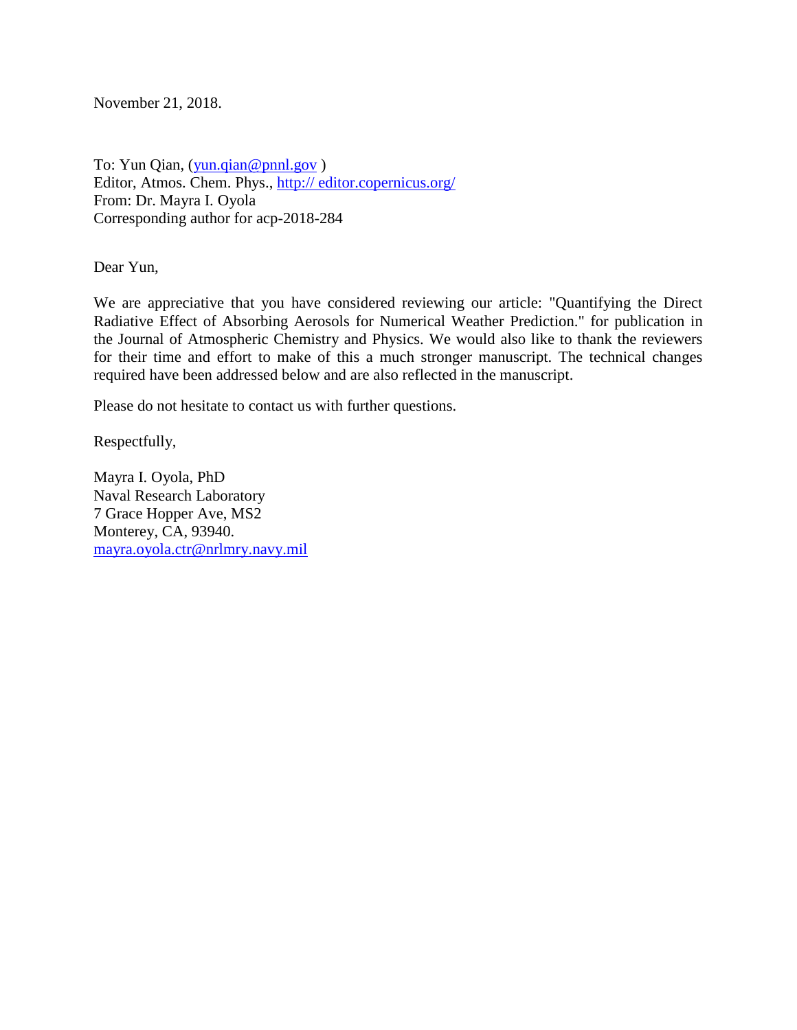November 21, 2018.

To: Yun Qian, (yun.qian@pnnl.gov )
Editor, Atmos. Chem. Phys., http:// editor.copernicus.org/
From: Dr. Mayra I. Oyola
Corresponding author for acp-2018-284

Dear Yun,

We are appreciative that you have considered reviewing our article: "Quantifying the Direct Radiative Effect of Absorbing Aerosols for Numerical Weather Prediction." for publication in the Journal of Atmospheric Chemistry and Physics. We would also like to thank the reviewers for their time and effort to make of this a much stronger manuscript. The technical changes required have been addressed below and are also reflected in the manuscript.

Please do not hesitate to contact us with further questions.

Respectfully,

Mayra I. Oyola, PhD
Naval Research Laboratory
7 Grace Hopper Ave, MS2
Monterey, CA, 93940.
mayra.oyola.ctr@nrlmry.navy.mil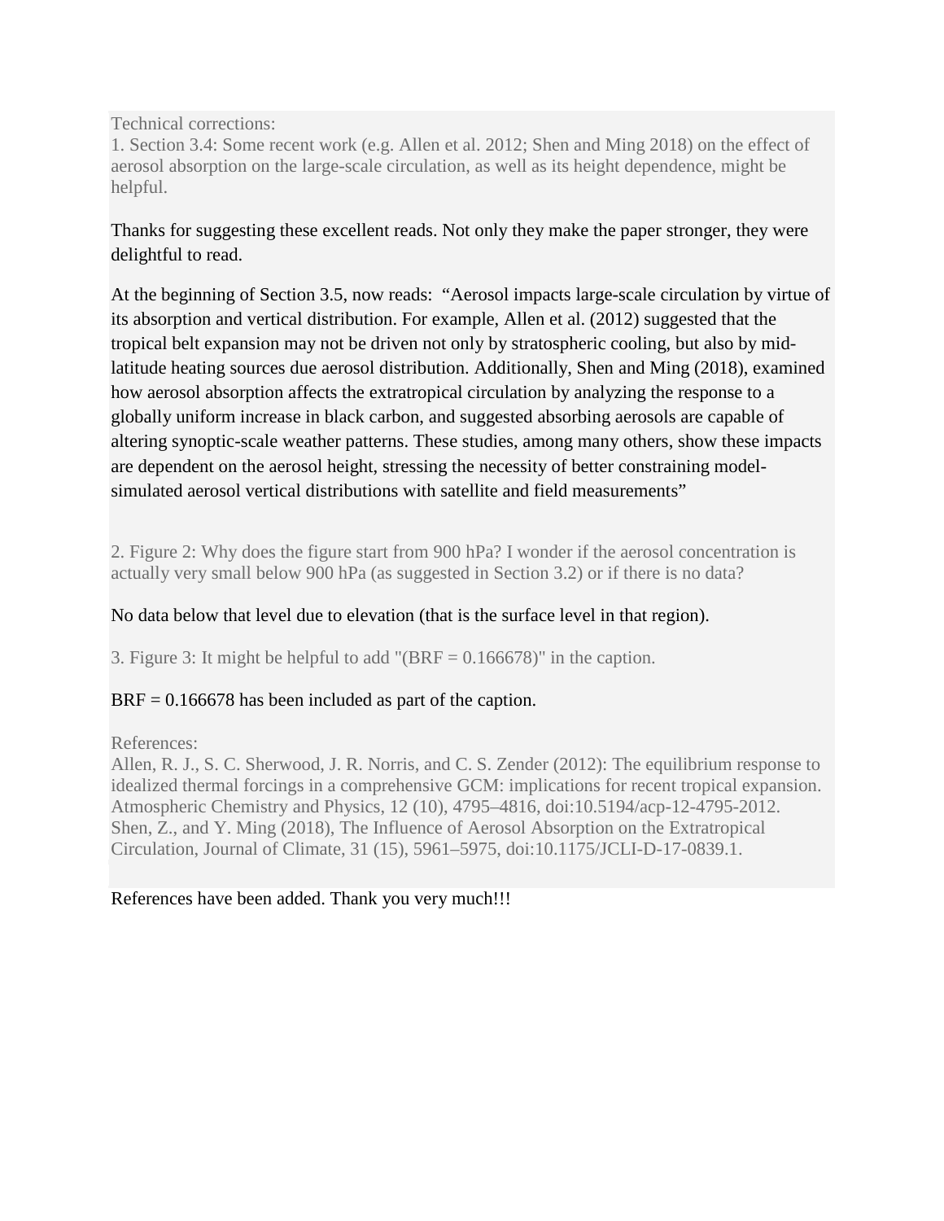Technical corrections:

1. Section 3.4: Some recent work (e.g. Allen et al. 2012; Shen and Ming 2018) on the effect of aerosol absorption on the large-scale circulation, as well as its height dependence, might be helpful.

Thanks for suggesting these excellent reads. Not only they make the paper stronger, they were delightful to read.

At the beginning of Section 3.5, now reads: "Aerosol impacts large-scale circulation by virtue of its absorption and vertical distribution. For example, Allen et al. (2012) suggested that the tropical belt expansion may not be driven not only by stratospheric cooling, but also by mid-latitude heating sources due aerosol distribution. Additionally, Shen and Ming (2018), examined how aerosol absorption affects the extratropical circulation by analyzing the response to a globally uniform increase in black carbon, and suggested absorbing aerosols are capable of altering synoptic-scale weather patterns. These studies, among many others, show these impacts are dependent on the aerosol height, stressing the necessity of better constraining model-simulated aerosol vertical distributions with satellite and field measurements"

2. Figure 2: Why does the figure start from 900 hPa? I wonder if the aerosol concentration is actually very small below 900 hPa (as suggested in Section 3.2) or if there is no data?

No data below that level due to elevation (that is the surface level in that region).

3. Figure 3: It might be helpful to add "(BRF = 0.166678)" in the caption.

BRF = 0.166678 has been included as part of the caption.

References:
Allen, R. J., S. C. Sherwood, J. R. Norris, and C. S. Zender (2012): The equilibrium response to idealized thermal forcings in a comprehensive GCM: implications for recent tropical expansion. Atmospheric Chemistry and Physics, 12 (10), 4795–4816, doi:10.5194/acp-12-4795-2012.
Shen, Z., and Y. Ming (2018), The Influence of Aerosol Absorption on the Extratropical Circulation, Journal of Climate, 31 (15), 5961–5975, doi:10.1175/JCLI-D-17-0839.1.

References have been added. Thank you very much!!!